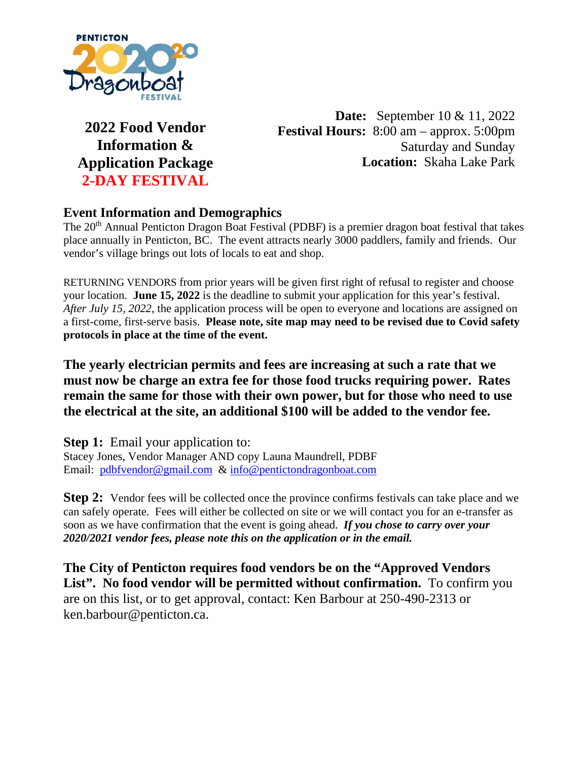PENTICTON 2020 Dragonboat FESTIVAL

# 2022 Food Vendor Information & Application Package
## 2-DAY FESTIVAL

**Date:** September 10 & 11, 2022
**Festival Hours:** 8:00 am – approx. 5:00pm
Saturday and Sunday
**Location:** Skaha Lake Park

## Event Information and Demographics

The 20th Annual Penticton Dragon Boat Festival (PDBF) is a premier dragon boat festival that takes place annually in Penticton, BC. The event attracts nearly 3000 paddlers, family and friends. Our vendor's village brings out lots of locals to eat and shop.

RETURNING VENDORS from prior years will be given first right of refusal to register and choose your location. **June 15, 2022** is the deadline to submit your application for this year's festival. *After July 15, 2022,* the application process will be open to everyone and locations are assigned on a first-come, first-serve basis. **Please note, site map may need to be revised due to Covid safety protocols in place at the time of the event.**

**The yearly electrician permits and fees are increasing at such a rate that we must now be charge an extra fee for those food trucks requiring power. Rates remain the same for those with their own power, but for those who need to use the electrical at the site, an additional $100 will be added to the vendor fee.**

**Step 1:** Email your application to:
Stacey Jones, Vendor Manager AND copy Launa Maundrell, PDBF
Email: pdbfvendor@gmail.com & info@pentictondragonboat.com

**Step 2:** Vendor fees will be collected once the province confirms festivals can take place and we can safely operate. Fees will either be collected on site or we will contact you for an e-transfer as soon as we have confirmation that the event is going ahead. ***If you chose to carry over your 2020/2021 vendor fees, please note this on the application or in the email.***

**The City of Penticton requires food vendors be on the "Approved Vendors List". No food vendor will be permitted without confirmation.** To confirm you are on this list, or to get approval, contact: Ken Barbour at 250-490-2313 or ken.barbour@penticton.ca.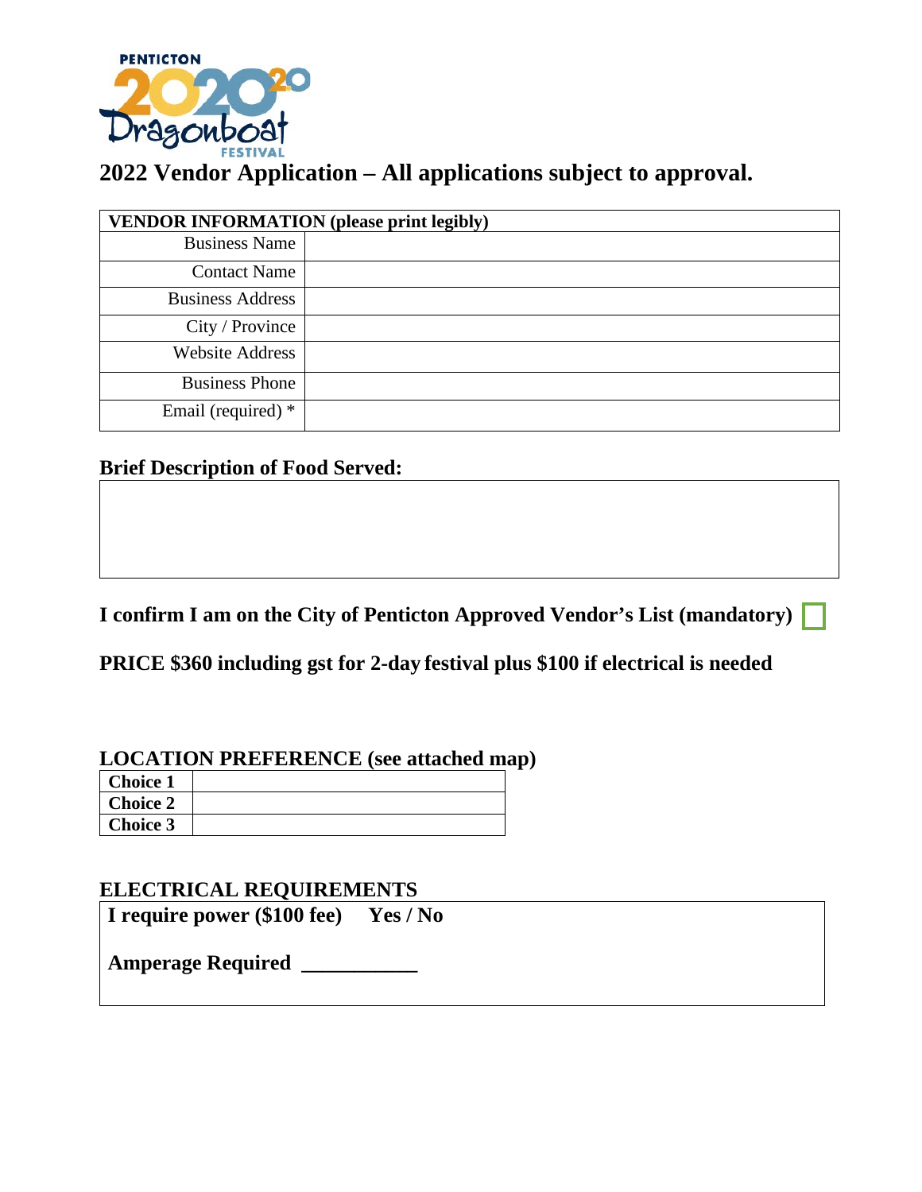# 2022 Vendor Application – All applications subject to approval.

| VENDOR INFORMATION (please print legibly) | |
|---|---|
| Business Name | |
| Contact Name | |
| Business Address | |
| City / Province | |
| Website Address | |
| Business Phone | |
| Email (required) * | |

**Brief Description of Food Served:**

| |
|---|
| |

**I confirm I am on the City of Penticton Approved Vendor's List (mandatory)** ☐

**PRICE $360 including gst for 2-day festival plus $100 if electrical is needed**

## LOCATION PREFERENCE (see attached map)

| | |
|---|---|
| **Choice 1** | |
| **Choice 2** | |
| **Choice 3** | |

## ELECTRICAL REQUIREMENTS

**I require power ($100 fee)** **Yes / No**

**Amperage Required** ___________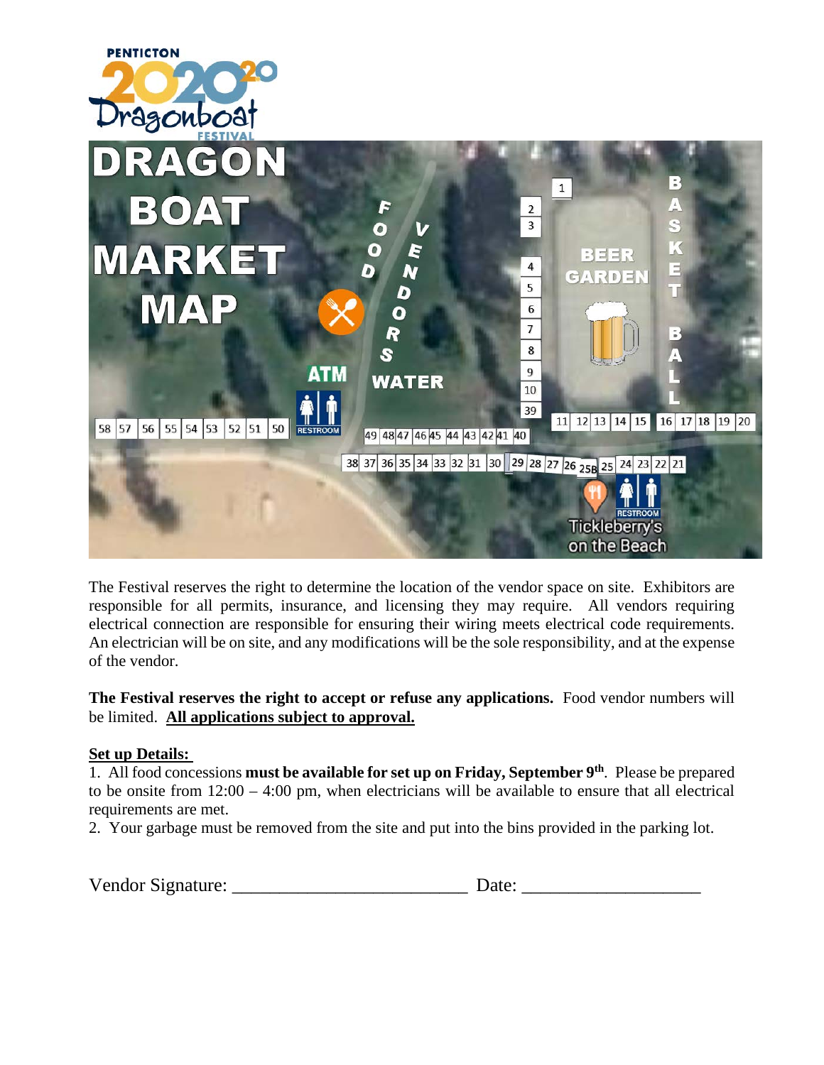PENTICTON 2020 Dragonboat FESTIVAL

# DRAGON BOAT MARKET MAP

FOOD VENDORS

ATM

WATER

BEER GARDEN

BASKET BALL

RESTROOM

Tickleberry's on the Beach

1 2 3 4 5 6 7 8 9 10 39

11 12 13 14 15 16 17 18 19 20

58 57 56 55 54 53 52 51 50

49 48 47 46 45 44 43 42 41 40

38 37 36 35 34 33 32 31 30 29 28 27 26 25B 25 24 23 22 21

The Festival reserves the right to determine the location of the vendor space on site. Exhibitors are responsible for all permits, insurance, and licensing they may require. All vendors requiring electrical connection are responsible for ensuring their wiring meets electrical code requirements. An electrician will be on site, and any modifications will be the sole responsibility, and at the expense of the vendor.

**The Festival reserves the right to accept or refuse any applications.** Food vendor numbers will be limited. **All applications subject to approval.**

**Set up Details:**

1. All food concessions **must be available for set up on Friday, September 9th**. Please be prepared to be onsite from 12:00 – 4:00 pm, when electricians will be available to ensure that all electrical requirements are met.
2. Your garbage must be removed from the site and put into the bins provided in the parking lot.

Vendor Signature: _________________________ Date: ___________________